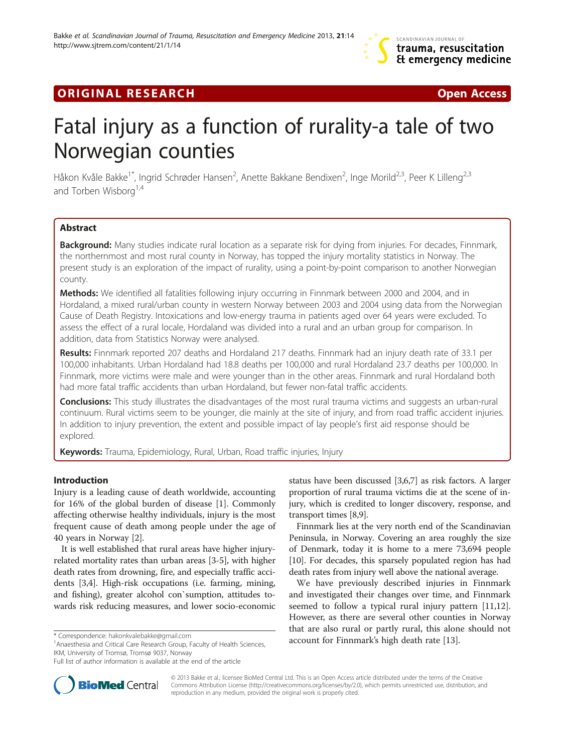ORIGINAL RESEARCH Open Access

# Fatal injury as a function of rurality-a tale of two Norwegian counties

Håkon Kvåle Bakke[1*], Ingrid Schrøder Hansen[2], Anette Bakkane Bendixen[2], Inge Morild[2,3], Peer K Lilleng[2,3] and Torben Wisborg[1,4]

## Abstract

**Background:** Many studies indicate rural location as a separate risk for dying from injuries. For decades, Finnmark, the northernmost and most rural county in Norway, has topped the injury mortality statistics in Norway. The present study is an exploration of the impact of rurality, using a point-by-point comparison to another Norwegian county.

**Methods:** We identified all fatalities following injury occurring in Finnmark between 2000 and 2004, and in Hordaland, a mixed rural/urban county in western Norway between 2003 and 2004 using data from the Norwegian Cause of Death Registry. Intoxications and low-energy trauma in patients aged over 64 years were excluded. To assess the effect of a rural locale, Hordaland was divided into a rural and an urban group for comparison. In addition, data from Statistics Norway were analysed.

**Results:** Finnmark reported 207 deaths and Hordaland 217 deaths. Finnmark had an injury death rate of 33.1 per 100,000 inhabitants. Urban Hordaland had 18.8 deaths per 100,000 and rural Hordaland 23.7 deaths per 100,000. In Finnmark, more victims were male and were younger than in the other areas. Finnmark and rural Hordaland both had more fatal traffic accidents than urban Hordaland, but fewer non-fatal traffic accidents.

**Conclusions:** This study illustrates the disadvantages of the most rural trauma victims and suggests an urban-rural continuum. Rural victims seem to be younger, die mainly at the site of injury, and from road traffic accident injuries. In addition to injury prevention, the extent and possible impact of lay people's first aid response should be explored.

**Keywords:** Trauma, Epidemiology, Rural, Urban, Road traffic injuries, Injury

## Introduction

Injury is a leading cause of death worldwide, accounting for 16% of the global burden of disease [1]. Commonly affecting otherwise healthy individuals, injury is the most frequent cause of death among people under the age of 40 years in Norway [2].

It is well established that rural areas have higher injury-related mortality rates than urban areas [3-5], with higher death rates from drowning, fire, and especially traffic accidents [3,4]. High-risk occupations (i.e. farming, mining, and fishing), greater alcohol con`sumption, attitudes towards risk reducing measures, and lower socio-economic status have been discussed [3,6,7] as risk factors. A larger proportion of rural trauma victims die at the scene of injury, which is credited to longer discovery, response, and transport times [8,9].

Finnmark lies at the very north end of the Scandinavian Peninsula, in Norway. Covering an area roughly the size of Denmark, today it is home to a mere 73,694 people [10]. For decades, this sparsely populated region has had death rates from injury well above the national average.

We have previously described injuries in Finnmark and investigated their changes over time, and Finnmark seemed to follow a typical rural injury pattern [11,12]. However, as there are several other counties in Norway that are also rural or partly rural, this alone should not account for Finnmark's high death rate [13].

\* Correspondence: hakonkvalebakke@gmail.com

[1]Anaesthesia and Critical Care Research Group, Faculty of Health Sciences, IKM, University of Tromsø, Tromsø 9037, Norway

Full list of author information is available at the end of the article

© 2013 Bakke et al.; licensee BioMed Central Ltd. This is an Open Access article distributed under the terms of the Creative Commons Attribution License (http://creativecommons.org/licenses/by/2.0), which permits unrestricted use, distribution, and reproduction in any medium, provided the original work is properly cited.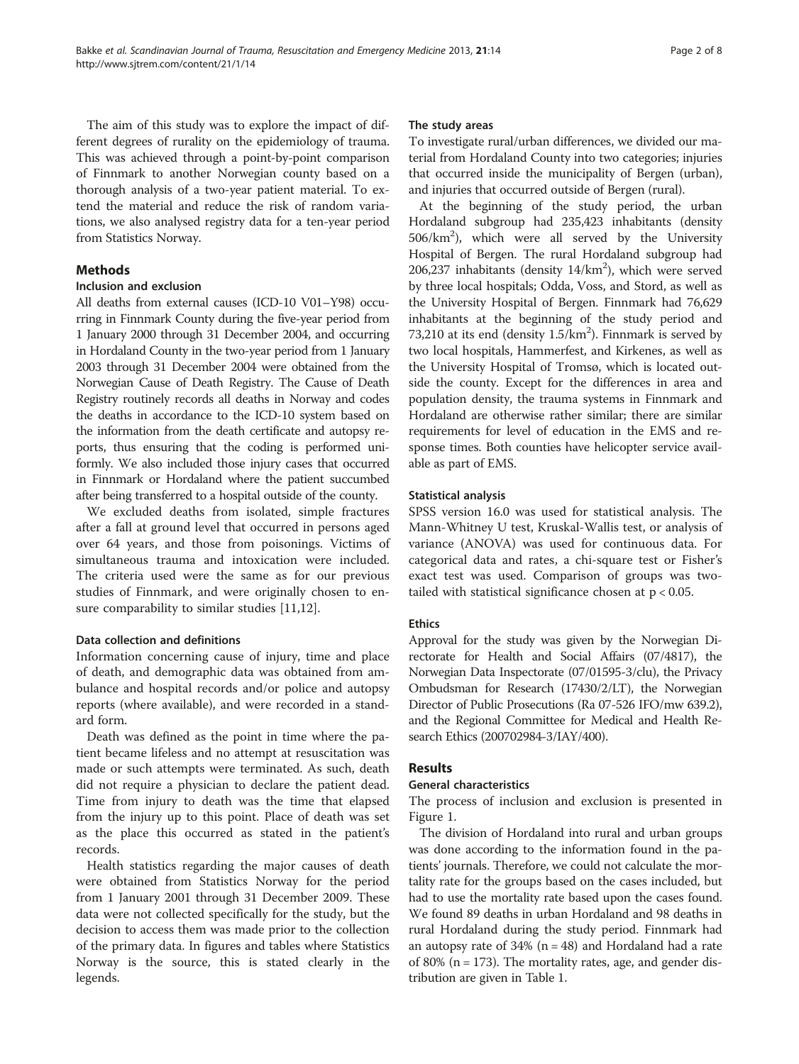The aim of this study was to explore the impact of different degrees of rurality on the epidemiology of trauma. This was achieved through a point-by-point comparison of Finnmark to another Norwegian county based on a thorough analysis of a two-year patient material. To extend the material and reduce the risk of random variations, we also analysed registry data for a ten-year period from Statistics Norway.

## Methods

### Inclusion and exclusion

All deaths from external causes (ICD-10 V01–Y98) occurring in Finnmark County during the five-year period from 1 January 2000 through 31 December 2004, and occurring in Hordaland County in the two-year period from 1 January 2003 through 31 December 2004 were obtained from the Norwegian Cause of Death Registry. The Cause of Death Registry routinely records all deaths in Norway and codes the deaths in accordance to the ICD-10 system based on the information from the death certificate and autopsy reports, thus ensuring that the coding is performed uniformly. We also included those injury cases that occurred in Finnmark or Hordaland where the patient succumbed after being transferred to a hospital outside of the county.

We excluded deaths from isolated, simple fractures after a fall at ground level that occurred in persons aged over 64 years, and those from poisonings. Victims of simultaneous trauma and intoxication were included. The criteria used were the same as for our previous studies of Finnmark, and were originally chosen to ensure comparability to similar studies [11,12].

### Data collection and definitions

Information concerning cause of injury, time and place of death, and demographic data was obtained from ambulance and hospital records and/or police and autopsy reports (where available), and were recorded in a standard form.

Death was defined as the point in time where the patient became lifeless and no attempt at resuscitation was made or such attempts were terminated. As such, death did not require a physician to declare the patient dead. Time from injury to death was the time that elapsed from the injury up to this point. Place of death was set as the place this occurred as stated in the patient's records.

Health statistics regarding the major causes of death were obtained from Statistics Norway for the period from 1 January 2001 through 31 December 2009. These data were not collected specifically for the study, but the decision to access them was made prior to the collection of the primary data. In figures and tables where Statistics Norway is the source, this is stated clearly in the legends.

### The study areas

To investigate rural/urban differences, we divided our material from Hordaland County into two categories; injuries that occurred inside the municipality of Bergen (urban), and injuries that occurred outside of Bergen (rural).

At the beginning of the study period, the urban Hordaland subgroup had 235,423 inhabitants (density 506/km$^2$), which were all served by the University Hospital of Bergen. The rural Hordaland subgroup had 206,237 inhabitants (density 14/km$^2$), which were served by three local hospitals; Odda, Voss, and Stord, as well as the University Hospital of Bergen. Finnmark had 76,629 inhabitants at the beginning of the study period and 73,210 at its end (density 1.5/km$^2$). Finnmark is served by two local hospitals, Hammerfest, and Kirkenes, as well as the University Hospital of Tromsø, which is located outside the county. Except for the differences in area and population density, the trauma systems in Finnmark and Hordaland are otherwise rather similar; there are similar requirements for level of education in the EMS and response times. Both counties have helicopter service available as part of EMS.

### Statistical analysis

SPSS version 16.0 was used for statistical analysis. The Mann-Whitney U test, Kruskal-Wallis test, or analysis of variance (ANOVA) was used for continuous data. For categorical data and rates, a chi-square test or Fisher's exact test was used. Comparison of groups was two-tailed with statistical significance chosen at $p < 0.05$.

### Ethics

Approval for the study was given by the Norwegian Directorate for Health and Social Affairs (07/4817), the Norwegian Data Inspectorate (07/01595-3/clu), the Privacy Ombudsman for Research (17430/2/LT), the Norwegian Director of Public Prosecutions (Ra 07-526 IFO/mw 639.2), and the Regional Committee for Medical and Health Research Ethics (200702984-3/IAY/400).

## Results

### General characteristics

The process of inclusion and exclusion is presented in Figure 1.

The division of Hordaland into rural and urban groups was done according to the information found in the patients' journals. Therefore, we could not calculate the mortality rate for the groups based on the cases included, but had to use the mortality rate based upon the cases found. We found 89 deaths in urban Hordaland and 98 deaths in rural Hordaland during the study period. Finnmark had an autopsy rate of 34% (n = 48) and Hordaland had a rate of 80% (n = 173). The mortality rates, age, and gender distribution are given in Table 1.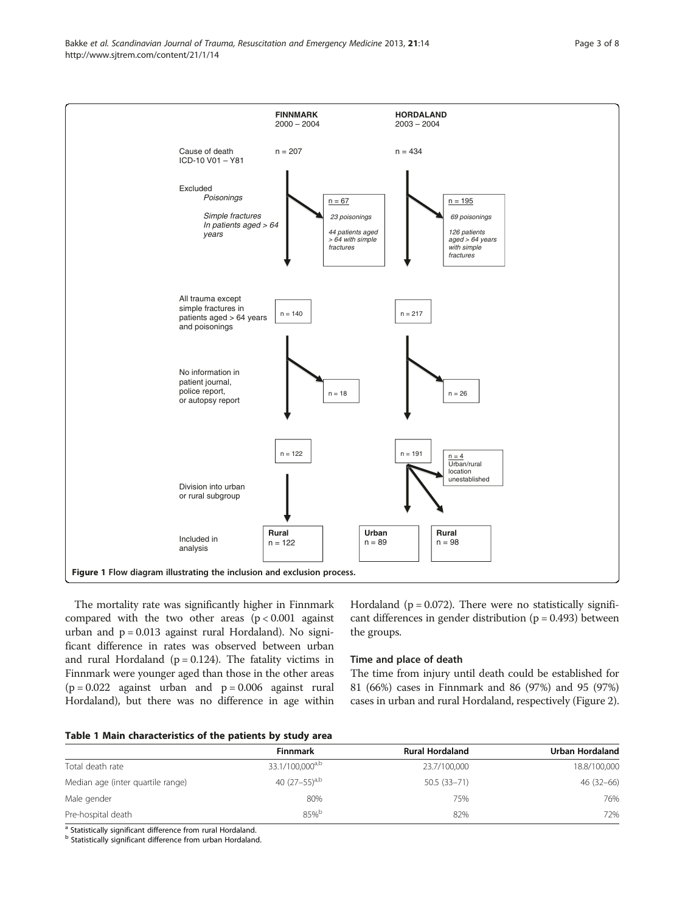FINNMARK 2000 – 2004

HORDALAND 2003 – 2004

Cause of death ICD-10 V01 – Y81

n = 207

n = 434

Excluded *Poisonings*

*Simple fractures In patients aged > 64 years*

n = 67 — *23 poisonings* — *44 patients aged > 64 with simple fractures*

n = 195 — *69 poisonings* — *126 patients aged > 64 years with simple fractures*

All trauma except simple fractures in patients aged > 64 years and poisonings

n = 140

n = 217

No information in patient journal, police report, or autopsy report

n = 18

n = 26

n = 122

n = 191

n = 4 Urban/rural location unestablished

Division into urban or rural subgroup

Included in analysis

**Rural** n = 122

**Urban** n = 89

**Rural** n = 98

**Figure 1 Flow diagram illustrating the inclusion and exclusion process.**

The mortality rate was significantly higher in Finnmark compared with the two other areas ($p < 0.001$ against urban and $p = 0.013$ against rural Hordaland). No significant difference in rates was observed between urban and rural Hordaland ($p = 0.124$). The fatality victims in Finnmark were younger aged than those in the other areas ($p = 0.022$ against urban and $p = 0.006$ against rural Hordaland), but there was no difference in age within Hordaland ($p = 0.072$). There were no statistically significant differences in gender distribution ($p = 0.493$) between the groups.

### Time and place of death

The time from injury until death could be established for 81 (66%) cases in Finnmark and 86 (97%) and 95 (97%) cases in urban and rural Hordaland, respectively (Figure 2).

**Table 1 Main characteristics of the patients by study area**

| | Finnmark | Rural Hordaland | Urban Hordaland |
|---|---|---|---|
| Total death rate | 33.1/100,000[a,b] | 23.7/100,000 | 18.8/100,000 |
| Median age (inter quartile range) | 40 (27–55)[a,b] | 50.5 (33–71) | 46 (32–66) |
| Male gender | 80% | 75% | 76% |
| Pre-hospital death | 85%[b] | 82% | 72% |

[a] Statistically significant difference from rural Hordaland.
[b] Statistically significant difference from urban Hordaland.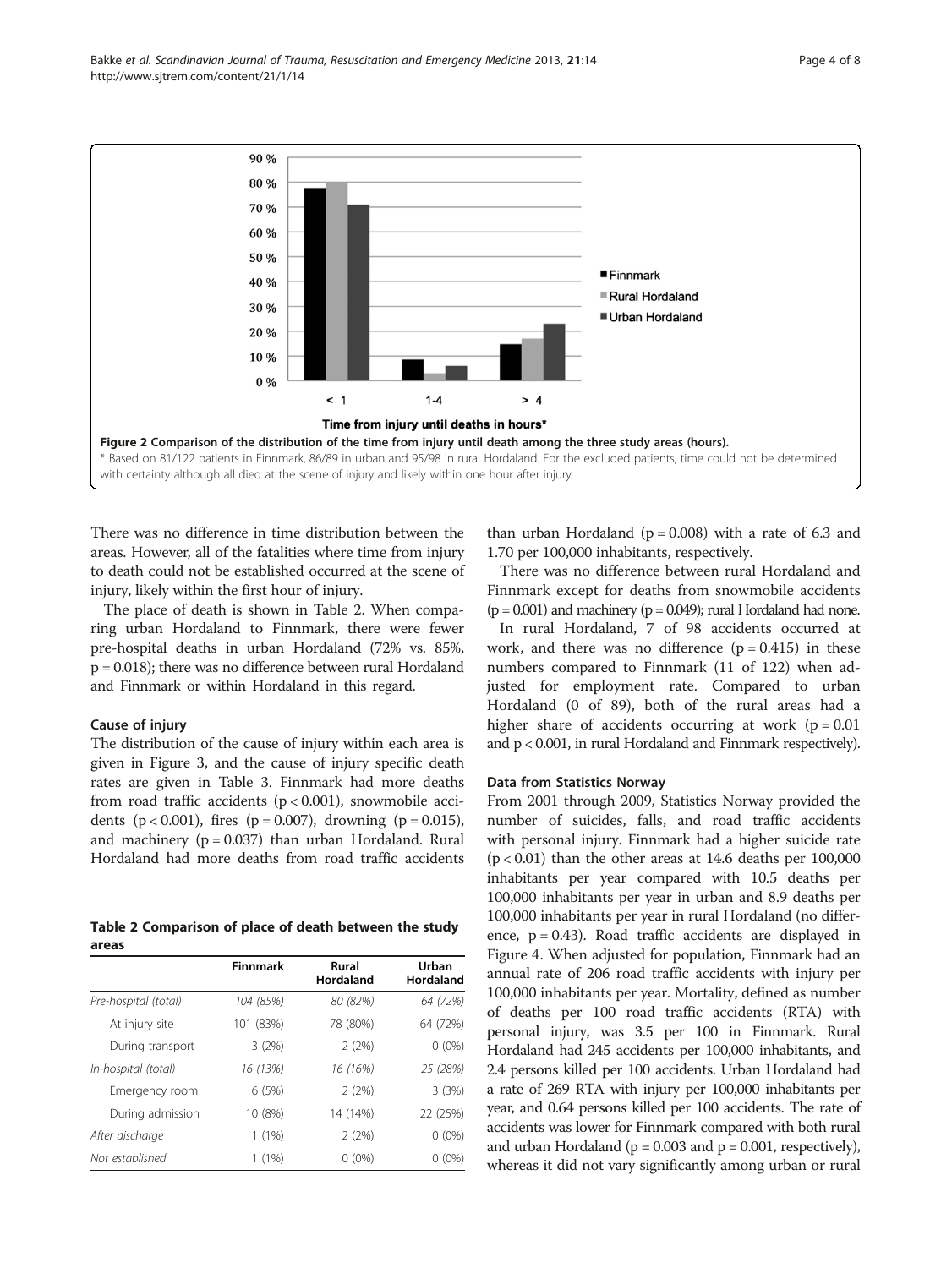Figure 2 Comparison of the distribution of the time from injury until death among the three study areas (hours).
\* Based on 81/122 patients in Finnmark, 86/89 in urban and 95/98 in rural Hordaland. For the excluded patients, time could not be determined with certainty although all died at the scene of injury and likely within one hour after injury.

There was no difference in time distribution between the areas. However, all of the fatalities where time from injury to death could not be established occurred at the scene of injury, likely within the first hour of injury.

The place of death is shown in Table 2. When comparing urban Hordaland to Finnmark, there were fewer pre-hospital deaths in urban Hordaland (72% vs. 85%, $p = 0.018$); there was no difference between rural Hordaland and Finnmark or within Hordaland in this regard.

### Cause of injury

The distribution of the cause of injury within each area is given in Figure 3, and the cause of injury specific death rates are given in Table 3. Finnmark had more deaths from road traffic accidents ($p < 0.001$), snowmobile accidents ($p < 0.001$), fires ($p = 0.007$), drowning ($p = 0.015$), and machinery ($p = 0.037$) than urban Hordaland. Rural Hordaland had more deaths from road traffic accidents than urban Hordaland ($p = 0.008$) with a rate of 6.3 and 1.70 per 100,000 inhabitants, respectively.

**Table 2 Comparison of place of death between the study areas**

| | Finnmark | Rural Hordaland | Urban Hordaland |
|---|---|---|---|
| *Pre-hospital (total)* | *104 (85%)* | *80 (82%)* | *64 (72%)* |
| At injury site | 101 (83%) | 78 (80%) | 64 (72%) |
| During transport | 3 (2%) | 2 (2%) | 0 (0%) |
| *In-hospital (total)* | *16 (13%)* | *16 (16%)* | *25 (28%)* |
| Emergency room | 6 (5%) | 2 (2%) | 3 (3%) |
| During admission | 10 (8%) | 14 (14%) | 22 (25%) |
| *After discharge* | 1 (1%) | 2 (2%) | 0 (0%) |
| *Not established* | 1 (1%) | 0 (0%) | 0 (0%) |

There was no difference between rural Hordaland and Finnmark except for deaths from snowmobile accidents ($p = 0.001$) and machinery ($p = 0.049$); rural Hordaland had none.

In rural Hordaland, 7 of 98 accidents occurred at work, and there was no difference ($p = 0.415$) in these numbers compared to Finnmark (11 of 122) when adjusted for employment rate. Compared to urban Hordaland (0 of 89), both of the rural areas had a higher share of accidents occurring at work ($p = 0.01$ and $p < 0.001$, in rural Hordaland and Finnmark respectively).

### Data from Statistics Norway

From 2001 through 2009, Statistics Norway provided the number of suicides, falls, and road traffic accidents with personal injury. Finnmark had a higher suicide rate ($p < 0.01$) than the other areas at 14.6 deaths per 100,000 inhabitants per year compared with 10.5 deaths per 100,000 inhabitants per year in urban and 8.9 deaths per 100,000 inhabitants per year in rural Hordaland (no difference, $p = 0.43$). Road traffic accidents are displayed in Figure 4. When adjusted for population, Finnmark had an annual rate of 206 road traffic accidents with injury per 100,000 inhabitants per year. Mortality, defined as number of deaths per 100 road traffic accidents (RTA) with personal injury, was 3.5 per 100 in Finnmark. Rural Hordaland had 245 accidents per 100,000 inhabitants, and 2.4 persons killed per 100 accidents. Urban Hordaland had a rate of 269 RTA with injury per 100,000 inhabitants per year, and 0.64 persons killed per 100 accidents. The rate of accidents was lower for Finnmark compared with both rural and urban Hordaland ($p = 0.003$ and $p = 0.001$, respectively), whereas it did not vary significantly among urban or rural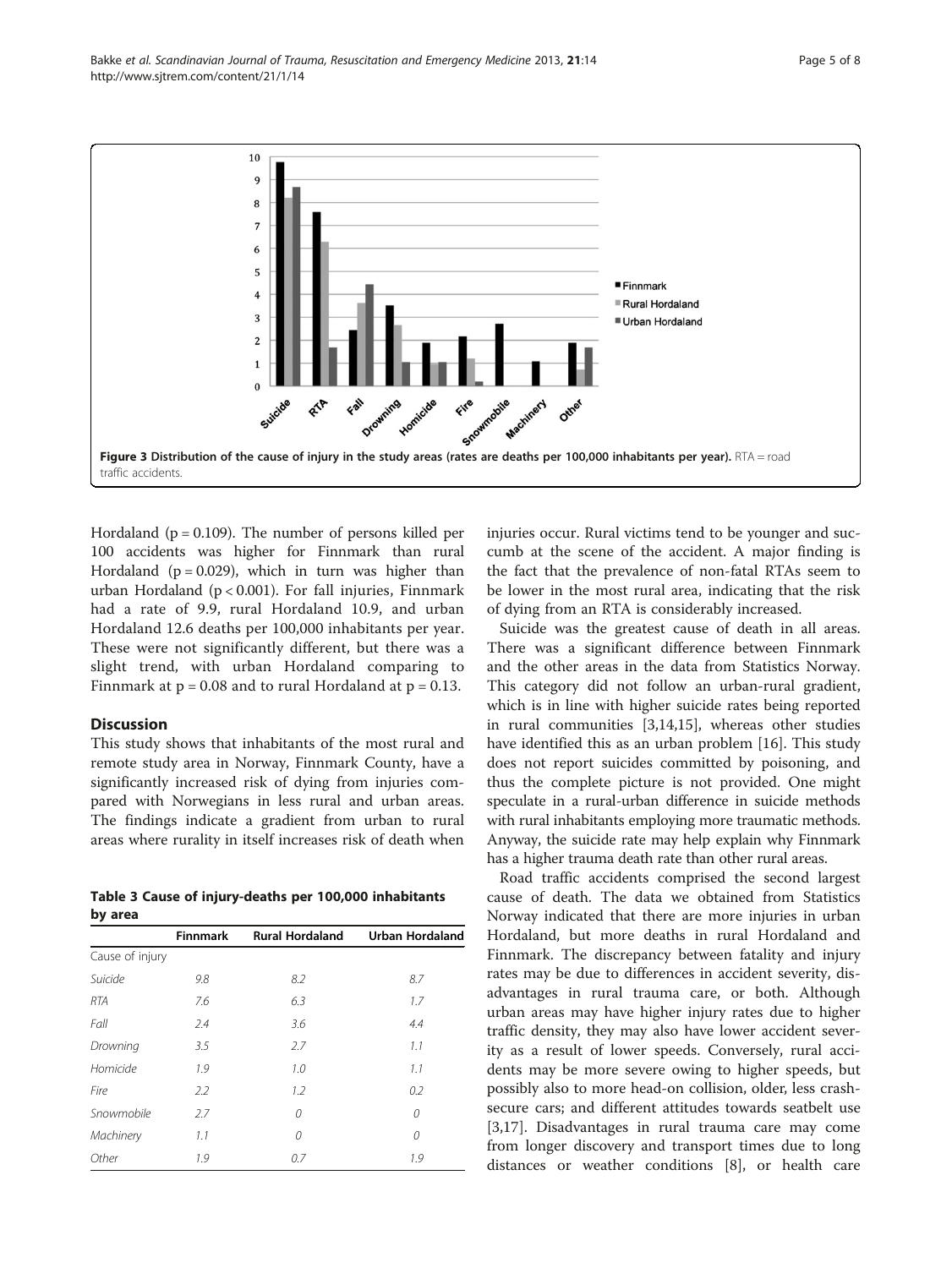Figure 3 Distribution of the cause of injury in the study areas (rates are deaths per 100,000 inhabitants per year). RTA = road traffic accidents.

Hordaland (p = 0.109). The number of persons killed per 100 accidents was higher for Finnmark than rural Hordaland (p = 0.029), which in turn was higher than urban Hordaland (p < 0.001). For fall injuries, Finnmark had a rate of 9.9, rural Hordaland 10.9, and urban Hordaland 12.6 deaths per 100,000 inhabitants per year. These were not significantly different, but there was a slight trend, with urban Hordaland comparing to Finnmark at p = 0.08 and to rural Hordaland at p = 0.13.

## Discussion

This study shows that inhabitants of the most rural and remote study area in Norway, Finnmark County, have a significantly increased risk of dying from injuries compared with Norwegians in less rural and urban areas. The findings indicate a gradient from urban to rural areas where rurality in itself increases risk of death when injuries occur. Rural victims tend to be younger and succumb at the scene of the accident. A major finding is the fact that the prevalence of non-fatal RTAs seem to be lower in the most rural area, indicating that the risk of dying from an RTA is considerably increased.

**Table 3 Cause of injury-deaths per 100,000 inhabitants by area**

| | Finnmark | Rural Hordaland | Urban Hordaland |
|---|---|---|---|
| Cause of injury | | | |
| *Suicide* | 9.8 | 8.2 | 8.7 |
| *RTA* | 7.6 | 6.3 | 1.7 |
| *Fall* | 2.4 | 3.6 | 4.4 |
| *Drowning* | 3.5 | 2.7 | 1.1 |
| *Homicide* | 1.9 | 1.0 | 1.1 |
| *Fire* | 2.2 | 1.2 | 0.2 |
| *Snowmobile* | 2.7 | 0 | 0 |
| *Machinery* | 1.1 | 0 | 0 |
| *Other* | 1.9 | 0.7 | 1.9 |

Suicide was the greatest cause of death in all areas. There was a significant difference between Finnmark and the other areas in the data from Statistics Norway. This category did not follow an urban-rural gradient, which is in line with higher suicide rates being reported in rural communities [3,14,15], whereas other studies have identified this as an urban problem [16]. This study does not report suicides committed by poisoning, and thus the complete picture is not provided. One might speculate in a rural-urban difference in suicide methods with rural inhabitants employing more traumatic methods. Anyway, the suicide rate may help explain why Finnmark has a higher trauma death rate than other rural areas.

Road traffic accidents comprised the second largest cause of death. The data we obtained from Statistics Norway indicated that there are more injuries in urban Hordaland, but more deaths in rural Hordaland and Finnmark. The discrepancy between fatality and injury rates may be due to differences in accident severity, disadvantages in rural trauma care, or both. Although urban areas may have higher injury rates due to higher traffic density, they may also have lower accident severity as a result of lower speeds. Conversely, rural accidents may be more severe owing to higher speeds, but possibly also to more head-on collision, older, less crash-secure cars; and different attitudes towards seatbelt use [3,17]. Disadvantages in rural trauma care may come from longer discovery and transport times due to long distances or weather conditions [8], or health care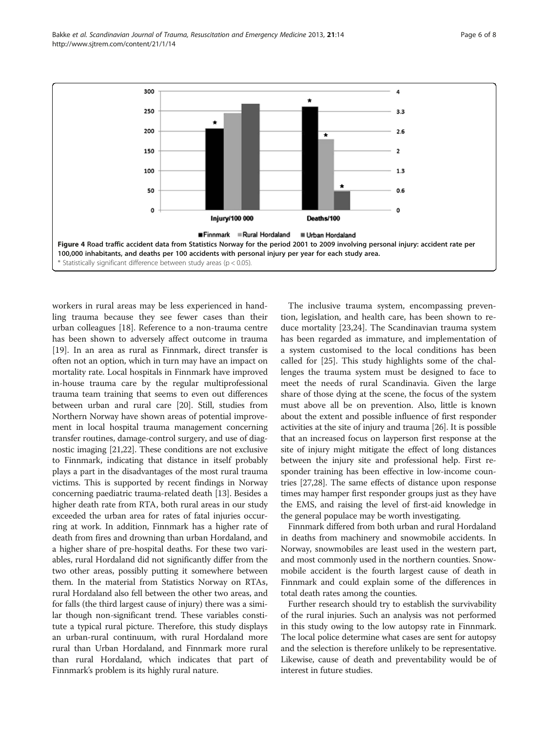300
250
200
150
100
50
0

4
3.3
2.6
2
1.3
0.6
0

*
*
*
*

Injury/100 000
Deaths/100

■Finnmark ■Rural Hordaland ■Urban Hordaland

**Figure 4 Road traffic accident data from Statistics Norway for the period 2001 to 2009 involving personal injury: accident rate per 100,000 inhabitants, and deaths per 100 accidents with personal injury per year for each study area.**
* Statistically significant difference between study areas ($p < 0.05$).

workers in rural areas may be less experienced in handling trauma because they see fewer cases than their urban colleagues [18]. Reference to a non-trauma centre has been shown to adversely affect outcome in trauma [19]. In an area as rural as Finnmark, direct transfer is often not an option, which in turn may have an impact on mortality rate. Local hospitals in Finnmark have improved in-house trauma care by the regular multiprofessional trauma team training that seems to even out differences between urban and rural care [20]. Still, studies from Northern Norway have shown areas of potential improvement in local hospital trauma management concerning transfer routines, damage-control surgery, and use of diagnostic imaging [21,22]. These conditions are not exclusive to Finnmark, indicating that distance in itself probably plays a part in the disadvantages of the most rural trauma victims. This is supported by recent findings in Norway concerning paediatric trauma-related death [13]. Besides a higher death rate from RTA, both rural areas in our study exceeded the urban area for rates of fatal injuries occurring at work. In addition, Finnmark has a higher rate of death from fires and drowning than urban Hordaland, and a higher share of pre-hospital deaths. For these two variables, rural Hordaland did not significantly differ from the two other areas, possibly putting it somewhere between them. In the material from Statistics Norway on RTAs, rural Hordaland also fell between the other two areas, and for falls (the third largest cause of injury) there was a similar though non-significant trend. These variables constitute a typical rural picture. Therefore, this study displays an urban-rural continuum, with rural Hordaland more rural than Urban Hordaland, and Finnmark more rural than rural Hordaland, which indicates that part of Finnmark's problem is its highly rural nature.

The inclusive trauma system, encompassing prevention, legislation, and health care, has been shown to reduce mortality [23,24]. The Scandinavian trauma system has been regarded as immature, and implementation of a system customised to the local conditions has been called for [25]. This study highlights some of the challenges the trauma system must be designed to face to meet the needs of rural Scandinavia. Given the large share of those dying at the scene, the focus of the system must above all be on prevention. Also, little is known about the extent and possible influence of first responder activities at the site of injury and trauma [26]. It is possible that an increased focus on layperson first response at the site of injury might mitigate the effect of long distances between the injury site and professional help. First responder training has been effective in low-income countries [27,28]. The same effects of distance upon response times may hamper first responder groups just as they have the EMS, and raising the level of first-aid knowledge in the general populace may be worth investigating.

Finnmark differed from both urban and rural Hordaland in deaths from machinery and snowmobile accidents. In Norway, snowmobiles are least used in the western part, and most commonly used in the northern counties. Snowmobile accident is the fourth largest cause of death in Finnmark and could explain some of the differences in total death rates among the counties.

Further research should try to establish the survivability of the rural injuries. Such an analysis was not performed in this study owing to the low autopsy rate in Finnmark. The local police determine what cases are sent for autopsy and the selection is therefore unlikely to be representative. Likewise, cause of death and preventability would be of interest in future studies.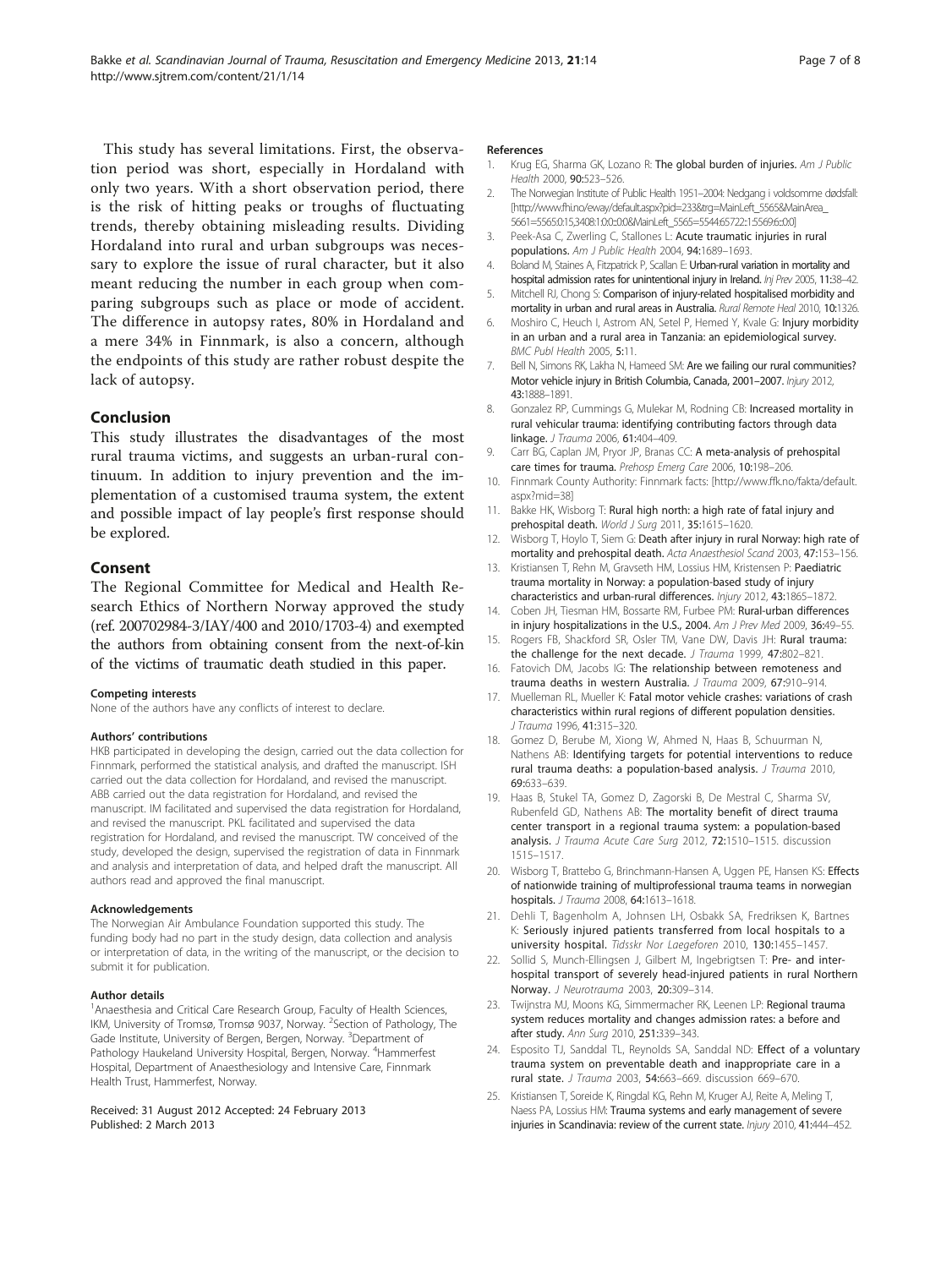This study has several limitations. First, the observation period was short, especially in Hordaland with only two years. With a short observation period, there is the risk of hitting peaks or troughs of fluctuating trends, thereby obtaining misleading results. Dividing Hordaland into rural and urban subgroups was necessary to explore the issue of rural character, but it also meant reducing the number in each group when comparing subgroups such as place or mode of accident. The difference in autopsy rates, 80% in Hordaland and a mere 34% in Finnmark, is also a concern, although the endpoints of this study are rather robust despite the lack of autopsy.

## Conclusion

This study illustrates the disadvantages of the most rural trauma victims, and suggests an urban-rural continuum. In addition to injury prevention and the implementation of a customised trauma system, the extent and possible impact of lay people's first response should be explored.

## Consent

The Regional Committee for Medical and Health Research Ethics of Northern Norway approved the study (ref. 200702984-3/IAY/400 and 2010/1703-4) and exempted the authors from obtaining consent from the next-of-kin of the victims of traumatic death studied in this paper.

#### Competing interests

None of the authors have any conflicts of interest to declare.

#### Authors' contributions

HKB participated in developing the design, carried out the data collection for Finnmark, performed the statistical analysis, and drafted the manuscript. ISH carried out the data collection for Hordaland, and revised the manuscript. ABB carried out the data registration for Hordaland, and revised the manuscript. IM facilitated and supervised the data registration for Hordaland, and revised the manuscript. PKL facilitated and supervised the data registration for Hordaland, and revised the manuscript. TW conceived of the study, developed the design, supervised the registration of data in Finnmark and analysis and interpretation of data, and helped draft the manuscript. All authors read and approved the final manuscript.

#### Acknowledgements

The Norwegian Air Ambulance Foundation supported this study. The funding body had no part in the study design, data collection and analysis or interpretation of data, in the writing of the manuscript, or the decision to submit it for publication.

#### Author details

[1]Anaesthesia and Critical Care Research Group, Faculty of Health Sciences, IKM, University of Tromsø, Tromsø 9037, Norway. [2]Section of Pathology, The Gade Institute, University of Bergen, Bergen, Norway. [3]Department of Pathology Haukeland University Hospital, Bergen, Norway. [4]Hammerfest Hospital, Department of Anaesthesiology and Intensive Care, Finnmark Health Trust, Hammerfest, Norway.

Received: 31 August 2012 Accepted: 24 February 2013
Published: 2 March 2013

#### References

1. Krug EG, Sharma GK, Lozano R: **The global burden of injuries.** *Am J Public Health* 2000, **90:**523–526.
2. The Norwegian Institute of Public Health 1951–2004: Nedgang i voldsomme dødsfall: [http://www.fhi.no/eway/default.aspx?pid=233&trg=MainLeft_5565&MainArea_5661=5565:0:15,3408:1:0:0:::0:0&MainLeft_5565=5544:65722::1:5569:6:::0:0]
3. Peek-Asa C, Zwerling C, Stallones L: **Acute traumatic injuries in rural populations.** *Am J Public Health* 2004, **94:**1689–1693.
4. Boland M, Staines A, Fitzpatrick P, Scallan E: **Urban-rural variation in mortality and hospital admission rates for unintentional injury in Ireland.** *Inj Prev* 2005, **11:**38–42.
5. Mitchell RJ, Chong S: **Comparison of injury-related hospitalised morbidity and mortality in urban and rural areas in Australia.** *Rural Remote Heal* 2010, **10:**1326.
6. Moshiro C, Heuch I, Astrom AN, Setel P, Hemed Y, Kvale G: **Injury morbidity in an urban and a rural area in Tanzania: an epidemiological survey.** *BMC Publ Health* 2005, **5:**11.
7. Bell N, Simons RK, Lakha N, Hameed SM: **Are we failing our rural communities? Motor vehicle injury in British Columbia, Canada, 2001–2007.** *Injury* 2012, **43:**1888–1891.
8. Gonzalez RP, Cummings G, Mulekar M, Rodning CB: **Increased mortality in rural vehicular trauma: identifying contributing factors through data linkage.** *J Trauma* 2006, **61:**404–409.
9. Carr BG, Caplan JM, Pryor JP, Branas CC: **A meta-analysis of prehospital care times for trauma.** *Prehosp Emerg Care* 2006, **10:**198–206.
10. Finnmark County Authority: Finnmark facts: [http://www.ffk.no/fakta/default.aspx?mid=38]
11. Bakke HK, Wisborg T: **Rural high north: a high rate of fatal injury and prehospital death.** *World J Surg* 2011, **35:**1615–1620.
12. Wisborg T, Hoylo T, Siem G: **Death after injury in rural Norway: high rate of mortality and prehospital death.** *Acta Anaesthesiol Scand* 2003, **47:**153–156.
13. Kristiansen T, Rehn M, Gravseth HM, Lossius HM, Kristensen P: **Paediatric trauma mortality in Norway: a population-based study of injury characteristics and urban-rural differences.** *Injury* 2012, **43:**1865–1872.
14. Coben JH, Tiesman HM, Bossarte RM, Furbee PM: **Rural-urban differences in injury hospitalizations in the U.S., 2004.** *Am J Prev Med* 2009, **36:**49–55.
15. Rogers FB, Shackford SR, Osler TM, Vane DW, Davis JH: **Rural trauma: the challenge for the next decade.** *J Trauma* 1999, **47:**802–821.
16. Fatovich DM, Jacobs IG: **The relationship between remoteness and trauma deaths in western Australia.** *J Trauma* 2009, **67:**910–914.
17. Muelleman RL, Mueller K: **Fatal motor vehicle crashes: variations of crash characteristics within rural regions of different population densities.** *J Trauma* 1996, **41:**315–320.
18. Gomez D, Berube M, Xiong W, Ahmed N, Haas B, Schuurman N, Nathens AB: **Identifying targets for potential interventions to reduce rural trauma deaths: a population-based analysis.** *J Trauma* 2010, **69:**633–639.
19. Haas B, Stukel TA, Gomez D, Zagorski B, De Mestral C, Sharma SV, Rubenfeld GD, Nathens AB: **The mortality benefit of direct trauma center transport in a regional trauma system: a population-based analysis.** *J Trauma Acute Care Surg* 2012, **72:**1510–1515. discussion 1515–1517.
20. Wisborg T, Brattebo G, Brinchmann-Hansen A, Uggen PE, Hansen KS: **Effects of nationwide training of multiprofessional trauma teams in norwegian hospitals.** *J Trauma* 2008, **64:**1613–1618.
21. Dehli T, Bagenholm A, Johnsen LH, Osbakk SA, Fredriksen K, Bartnes K: **Seriously injured patients transferred from local hospitals to a university hospital.** *Tidsskr Nor Laegeforen* 2010, **130:**1455–1457.
22. Sollid S, Munch-Ellingsen J, Gilbert M, Ingebrigtsen T: **Pre- and inter-hospital transport of severely head-injured patients in rural Northern Norway.** *J Neurotrauma* 2003, **20:**309–314.
23. Twijnstra MJ, Moons KG, Simmermacher RK, Leenen LP: **Regional trauma system reduces mortality and changes admission rates: a before and after study.** *Ann Surg* 2010, **251:**339–343.
24. Esposito TJ, Sanddal TL, Reynolds SA, Sanddal ND: **Effect of a voluntary trauma system on preventable death and inappropriate care in a rural state.** *J Trauma* 2003, **54:**663–669. discussion 669–670.
25. Kristiansen T, Soreide K, Ringdal KG, Rehn M, Kruger AJ, Reite A, Meling T, Naess PA, Lossius HM: **Trauma systems and early management of severe injuries in Scandinavia: review of the current state.** *Injury* 2010, **41:**444–452.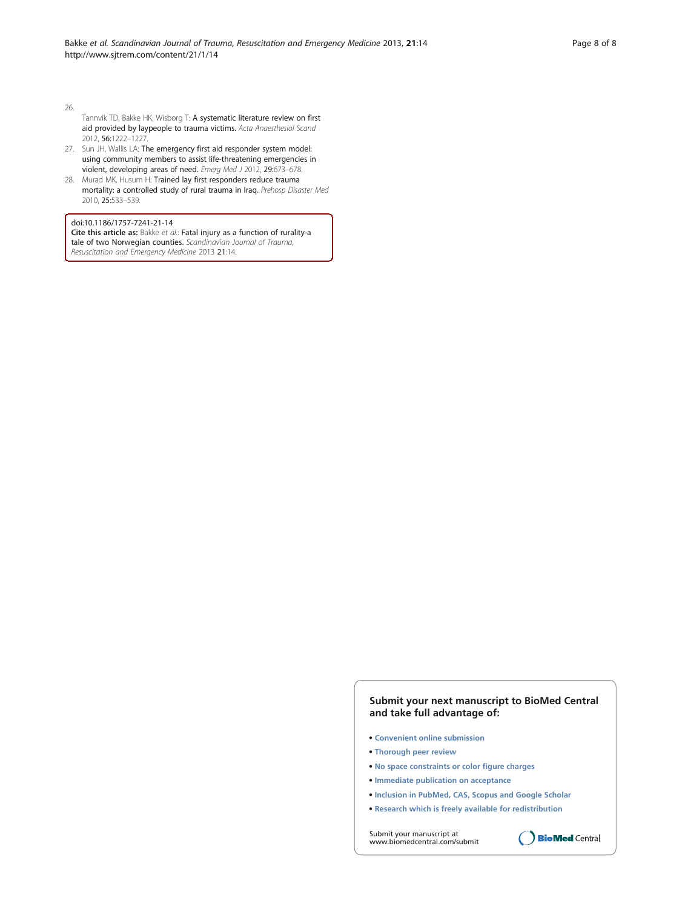26. Tannvik TD, Bakke HK, Wisborg T: **A systematic literature review on first aid provided by laypeople to trauma victims.** *Acta Anaesthesiol Scand* 2012, **56:**1222–1227.
27. Sun JH, Wallis LA: **The emergency first aid responder system model: using community members to assist life-threatening emergencies in violent, developing areas of need.** *Emerg Med J* 2012, **29:**673–678.
28. Murad MK, Husum H: **Trained lay first responders reduce trauma mortality: a controlled study of rural trauma in Iraq.** *Prehosp Disaster Med* 2010, **25:**533–539.

doi:10.1186/1757-7241-21-14

**Cite this article as:** Bakke *et al.*: Fatal injury as a function of rurality-a tale of two Norwegian counties. *Scandinavian Journal of Trauma, Resuscitation and Emergency Medicine* 2013 **21**:14.

**Submit your next manuscript to BioMed Central and take full advantage of:**

- **Convenient online submission**
- **Thorough peer review**
- **No space constraints or color figure charges**
- **Immediate publication on acceptance**
- **Inclusion in PubMed, CAS, Scopus and Google Scholar**
- **Research which is freely available for redistribution**

Submit your manuscript at
www.biomedcentral.com/submit

BioMed Central